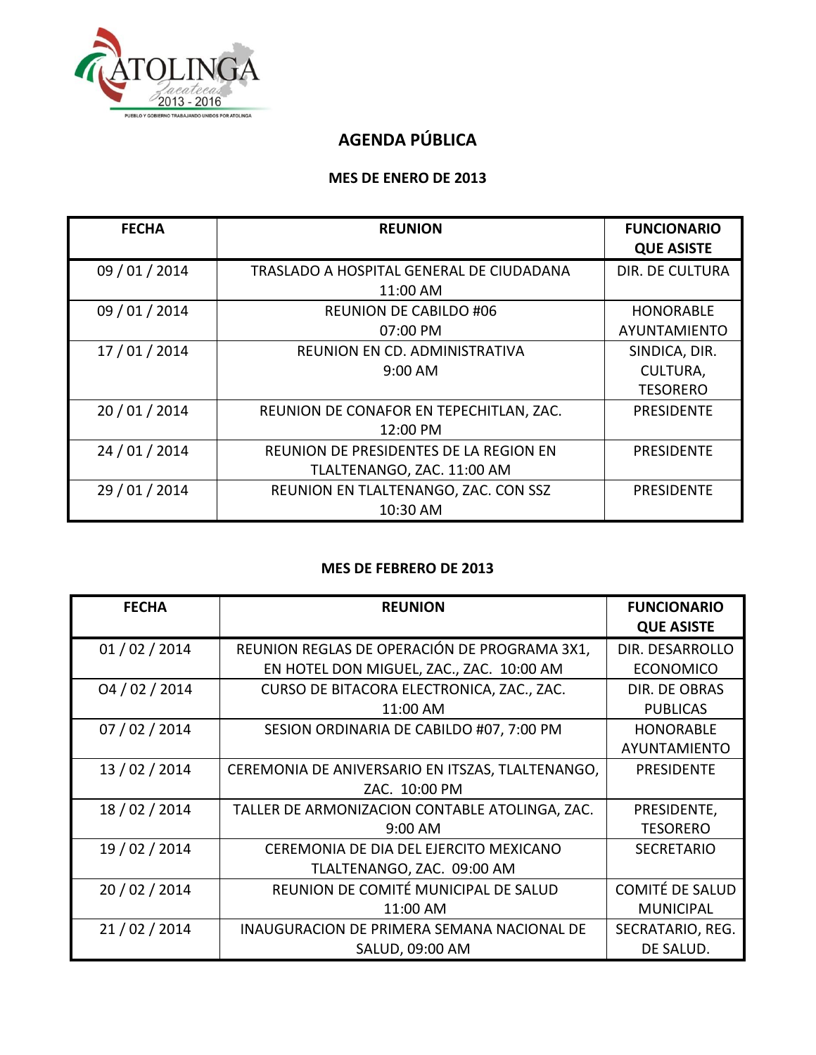# AGENDA PÚBLICA

## MES DE ENERO DE 2013

| FECHA | REUNION | FUNCIONARIO QUE ASISTE |
|---|---|---|
| 09 / 01 / 2014 | TRASLADO A HOSPITAL GENERAL DE CIUDADANA 11:00 AM | DIR. DE CULTURA |
| 09 / 01 / 2014 | REUNION DE CABILDO #06 07:00 PM | HONORABLE AYUNTAMIENTO |
| 17 / 01 / 2014 | REUNION EN CD. ADMINISTRATIVA 9:00 AM | SINDICA, DIR. CULTURA, TESORERO |
| 20 / 01 / 2014 | REUNION DE CONAFOR EN TEPECHITLAN, ZAC. 12:00 PM | PRESIDENTE |
| 24 / 01 / 2014 | REUNION DE PRESIDENTES DE LA REGION EN TLALTENANGO, ZAC. 11:00 AM | PRESIDENTE |
| 29 / 01 / 2014 | REUNION EN TLALTENANGO, ZAC. CON SSZ 10:30 AM | PRESIDENTE |

## MES DE FEBRERO DE 2013

| FECHA | REUNION | FUNCIONARIO QUE ASISTE |
|---|---|---|
| 01 / 02 / 2014 | REUNION REGLAS DE OPERACIÓN DE PROGRAMA 3X1, EN HOTEL DON MIGUEL, ZAC., ZAC. 10:00 AM | DIR. DESARROLLO ECONOMICO |
| O4 / 02 / 2014 | CURSO DE BITACORA ELECTRONICA, ZAC., ZAC. 11:00 AM | DIR. DE OBRAS PUBLICAS |
| 07 / 02 / 2014 | SESION ORDINARIA DE CABILDO #07, 7:00 PM | HONORABLE AYUNTAMIENTO |
| 13 / 02 / 2014 | CEREMONIA DE ANIVERSARIO EN ITSZAS, TLALTENANGO, ZAC. 10:00 PM | PRESIDENTE |
| 18 / 02 / 2014 | TALLER DE ARMONIZACION CONTABLE ATOLINGA, ZAC. 9:00 AM | PRESIDENTE, TESORERO |
| 19 / 02 / 2014 | CEREMONIA DE DIA DEL EJERCITO MEXICANO TLALTENANGO, ZAC. 09:00 AM | SECRETARIO |
| 20 / 02 / 2014 | REUNION DE COMITÉ MUNICIPAL DE SALUD 11:00 AM | COMITÉ DE SALUD MUNICIPAL |
| 21 / 02 / 2014 | INAUGURACION DE PRIMERA SEMANA NACIONAL DE SALUD, 09:00 AM | SECRATARIO, REG. DE SALUD. |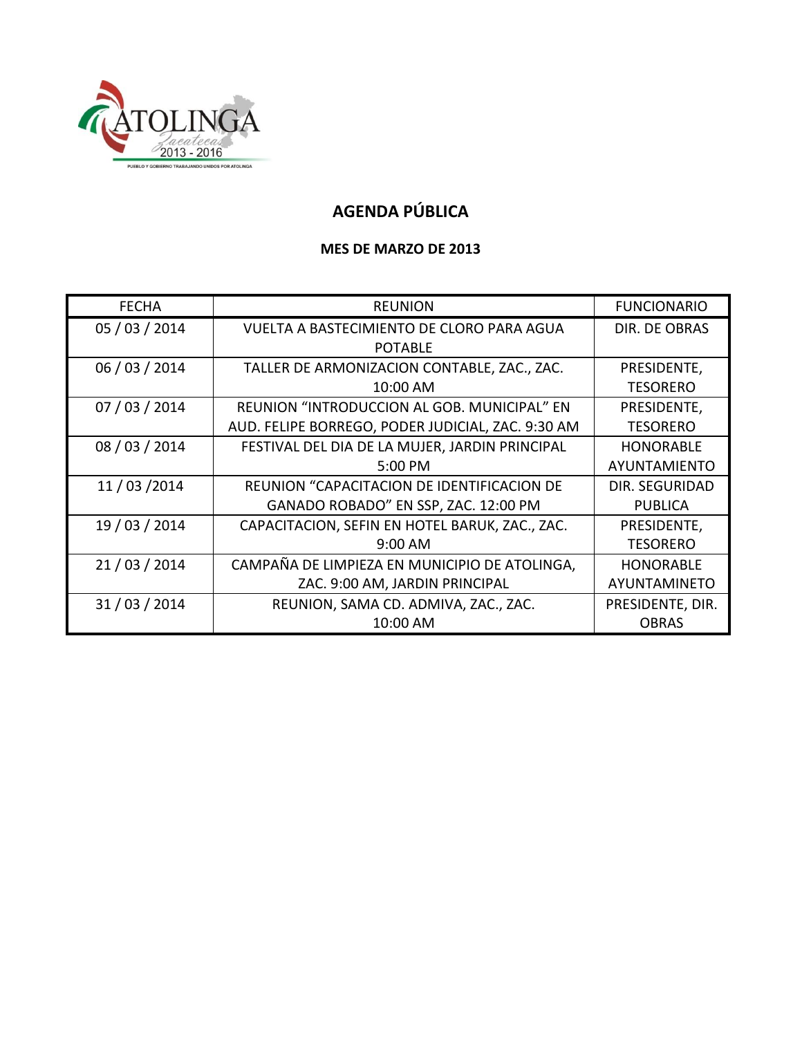## AGENDA PÚBLICA

### MES DE MARZO DE 2013

| FECHA | REUNION | FUNCIONARIO |
|---|---|---|
| 05 / 03 / 2014 | VUELTA A BASTECIMIENTO DE CLORO PARA AGUA POTABLE | DIR. DE OBRAS |
| 06 / 03 / 2014 | TALLER DE ARMONIZACION CONTABLE, ZAC., ZAC. 10:00 AM | PRESIDENTE, TESORERO |
| 07 / 03 / 2014 | REUNION "INTRODUCCION AL GOB. MUNICIPAL" EN AUD. FELIPE BORREGO, PODER JUDICIAL, ZAC. 9:30 AM | PRESIDENTE, TESORERO |
| 08 / 03 / 2014 | FESTIVAL DEL DIA DE LA MUJER, JARDIN PRINCIPAL 5:00 PM | HONORABLE AYUNTAMIENTO |
| 11 / 03 /2014 | REUNION "CAPACITACION DE IDENTIFICACION DE GANADO ROBADO" EN SSP, ZAC. 12:00 PM | DIR. SEGURIDAD PUBLICA |
| 19 / 03 / 2014 | CAPACITACION, SEFIN EN HOTEL BARUK, ZAC., ZAC. 9:00 AM | PRESIDENTE, TESORERO |
| 21 / 03 / 2014 | CAMPAÑA DE LIMPIEZA EN MUNICIPIO DE ATOLINGA, ZAC. 9:00 AM, JARDIN PRINCIPAL | HONORABLE AYUNTAMINETO |
| 31 / 03 / 2014 | REUNION, SAMA CD. ADMIVA, ZAC., ZAC. 10:00 AM | PRESIDENTE, DIR. OBRAS |